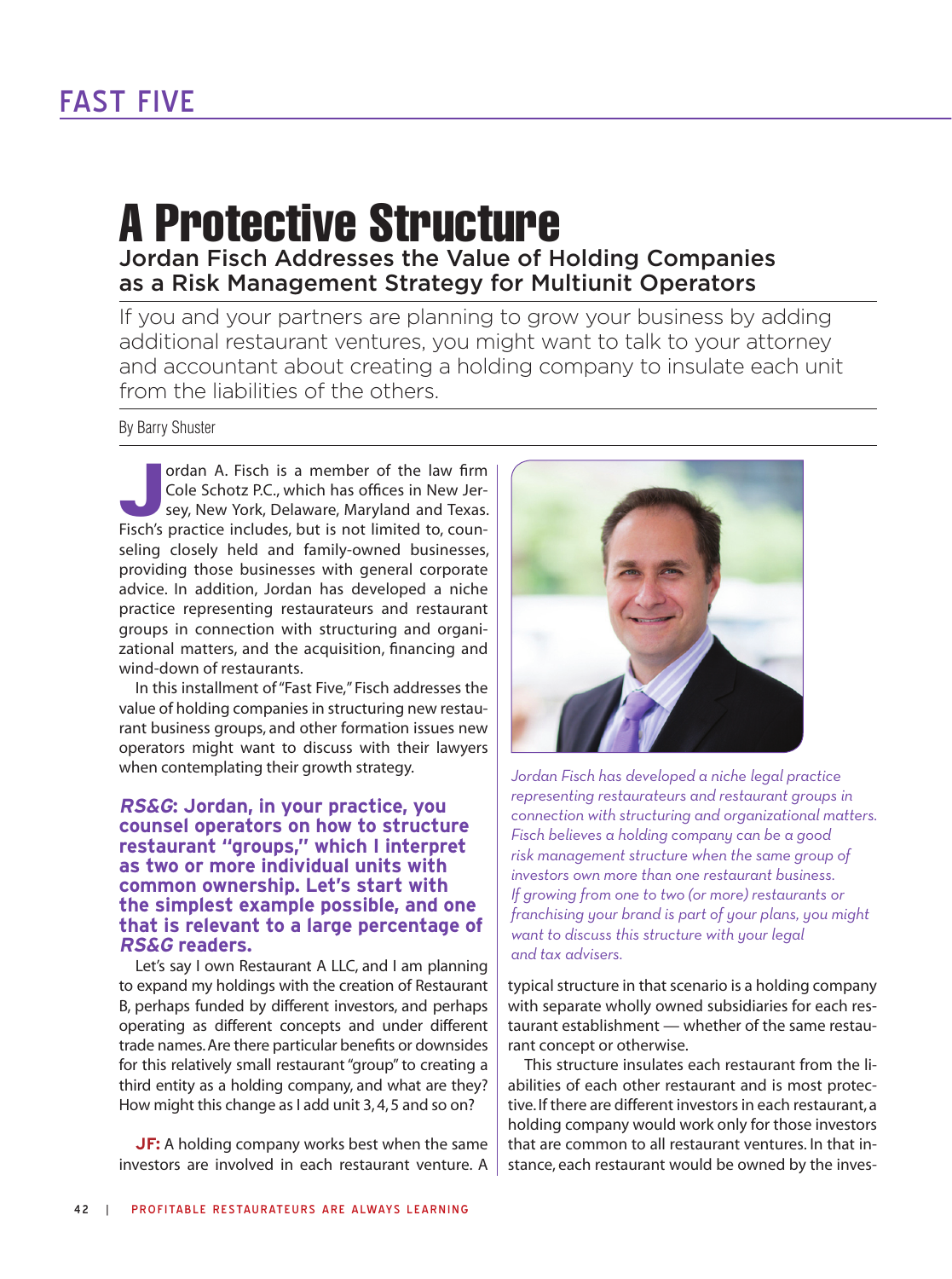FAST FIVE

# A Protective Structure

## Jordan Fisch Addresses the Value of Holding Companies as a Risk Management Strategy for Multiunit Operators

If you and your partners are planning to grow your business by adding additional restaurant ventures, you might want to talk to your attorney and accountant about creating a holding company to insulate each unit from the liabilities of the others.

By Barry Shuster

Jordan A. Fisch is a member of the law firm Cole Schotz P.C., which has offices in New Jersey, New York, Delaware, Maryland and Texas. Fisch's practice includes, but is not limited to, counseling closely held and family-owned businesses, providing those businesses with general corporate advice. In addition, Jordan has developed a niche practice representing restaurateurs and restaurant groups in connection with structuring and organizational matters, and the acquisition, financing and wind-down of restaurants.

In this installment of "Fast Five," Fisch addresses the value of holding companies in structuring new restaurant business groups, and other formation issues new operators might want to discuss with their lawyers when contemplating their growth strategy.

*Jordan Fisch has developed a niche legal practice representing restaurateurs and restaurant groups in connection with structuring and organizational matters. Fisch believes a holding company can be a good risk management structure when the same group of investors own more than one restaurant business. If growing from one to two (or more) restaurants or franchising your brand is part of your plans, you might want to discuss this structure with your legal and tax advisers.*

**_RS&G_: Jordan, in your practice, you counsel operators on how to structure restaurant "groups," which I interpret as two or more individual units with common ownership. Let's start with the simplest example possible, and one that is relevant to a large percentage of _RS&G_ readers.**

Let's say I own Restaurant A LLC, and I am planning to expand my holdings with the creation of Restaurant B, perhaps funded by different investors, and perhaps operating as different concepts and under different trade names. Are there particular benefits or downsides for this relatively small restaurant "group" to creating a third entity as a holding company, and what are they? How might this change as I add unit 3, 4, 5 and so on?

**JF:** A holding company works best when the same investors are involved in each restaurant venture. A typical structure in that scenario is a holding company with separate wholly owned subsidiaries for each restaurant establishment — whether of the same restaurant concept or otherwise.

This structure insulates each restaurant from the liabilities of each other restaurant and is most protective. If there are different investors in each restaurant, a holding company would work only for those investors that are common to all restaurant ventures. In that instance, each restaurant would be owned by the inves-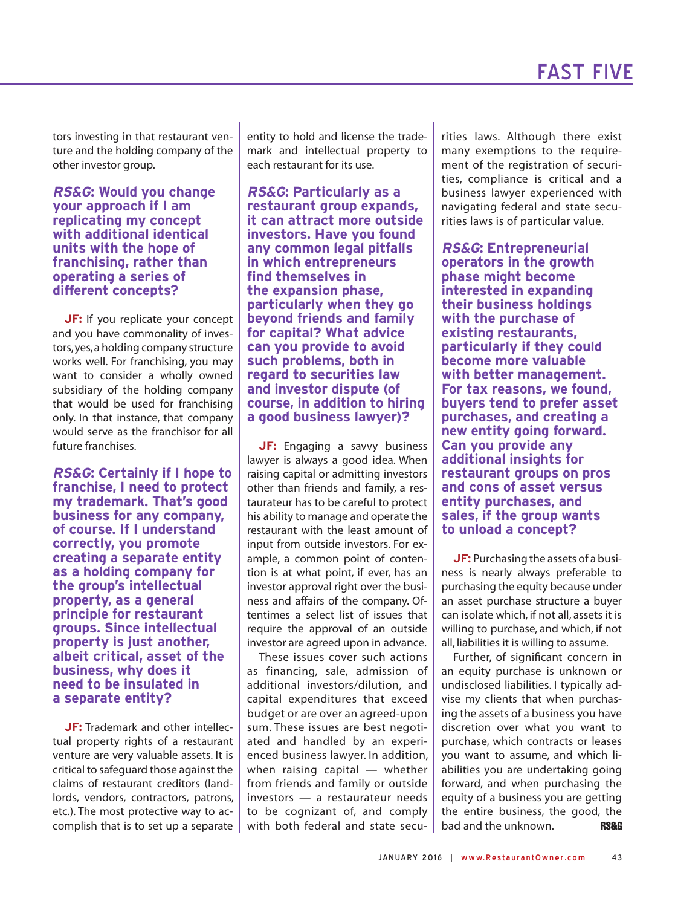tors investing in that restaurant venture and the holding company of the other investor group.

***RS&G*: Would you change your approach if I am replicating my concept with additional identical units with the hope of franchising, rather than operating a series of different concepts?**

**JF:** If you replicate your concept and you have commonality of investors, yes, a holding company structure works well. For franchising, you may want to consider a wholly owned subsidiary of the holding company that would be used for franchising only. In that instance, that company would serve as the franchisor for all future franchises.

***RS&G*: Certainly if I hope to franchise, I need to protect my trademark. That's good business for any company, of course. If I understand correctly, you promote creating a separate entity as a holding company for the group's intellectual property, as a general principle for restaurant groups. Since intellectual property is just another, albeit critical, asset of the business, why does it need to be insulated in a separate entity?**

**JF:** Trademark and other intellectual property rights of a restaurant venture are very valuable assets. It is critical to safeguard those against the claims of restaurant creditors (landlords, vendors, contractors, patrons, etc.). The most protective way to accomplish that is to set up a separate entity to hold and license the trademark and intellectual property to each restaurant for its use.

***RS&G*: Particularly as a restaurant group expands, it can attract more outside investors. Have you found any common legal pitfalls in which entrepreneurs find themselves in the expansion phase, particularly when they go beyond friends and family for capital? What advice can you provide to avoid such problems, both in regard to securities law and investor dispute (of course, in addition to hiring a good business lawyer)?**

**JF:** Engaging a savvy business lawyer is always a good idea. When raising capital or admitting investors other than friends and family, a restaurateur has to be careful to protect his ability to manage and operate the restaurant with the least amount of input from outside investors. For example, a common point of contention is at what point, if ever, has an investor approval right over the business and affairs of the company. Oftentimes a select list of issues that require the approval of an outside investor are agreed upon in advance.

These issues cover such actions as financing, sale, admission of additional investors/dilution, and capital expenditures that exceed budget or are over an agreed-upon sum. These issues are best negotiated and handled by an experienced business lawyer. In addition, when raising capital — whether from friends and family or outside investors — a restaurateur needs to be cognizant of, and comply with both federal and state securities laws. Although there exist many exemptions to the requirement of the registration of securities, compliance is critical and a business lawyer experienced with navigating federal and state securities laws is of particular value.

***RS&G*: Entrepreneurial operators in the growth phase might become interested in expanding their business holdings with the purchase of existing restaurants, particularly if they could become more valuable with better management. For tax reasons, we found, buyers tend to prefer asset purchases, and creating a new entity going forward. Can you provide any additional insights for restaurant groups on pros and cons of asset versus entity purchases, and sales, if the group wants to unload a concept?**

**JF:** Purchasing the assets of a business is nearly always preferable to purchasing the equity because under an asset purchase structure a buyer can isolate which, if not all, assets it is willing to purchase, and which, if not all, liabilities it is willing to assume.

Further, of significant concern in an equity purchase is unknown or undisclosed liabilities. I typically advise my clients that when purchasing the assets of a business you have discretion over what you want to purchase, which contracts or leases you want to assume, and which liabilities you are undertaking going forward, and when purchasing the equity of a business you are getting the entire business, the good, the bad and the unknown. **RS&G**